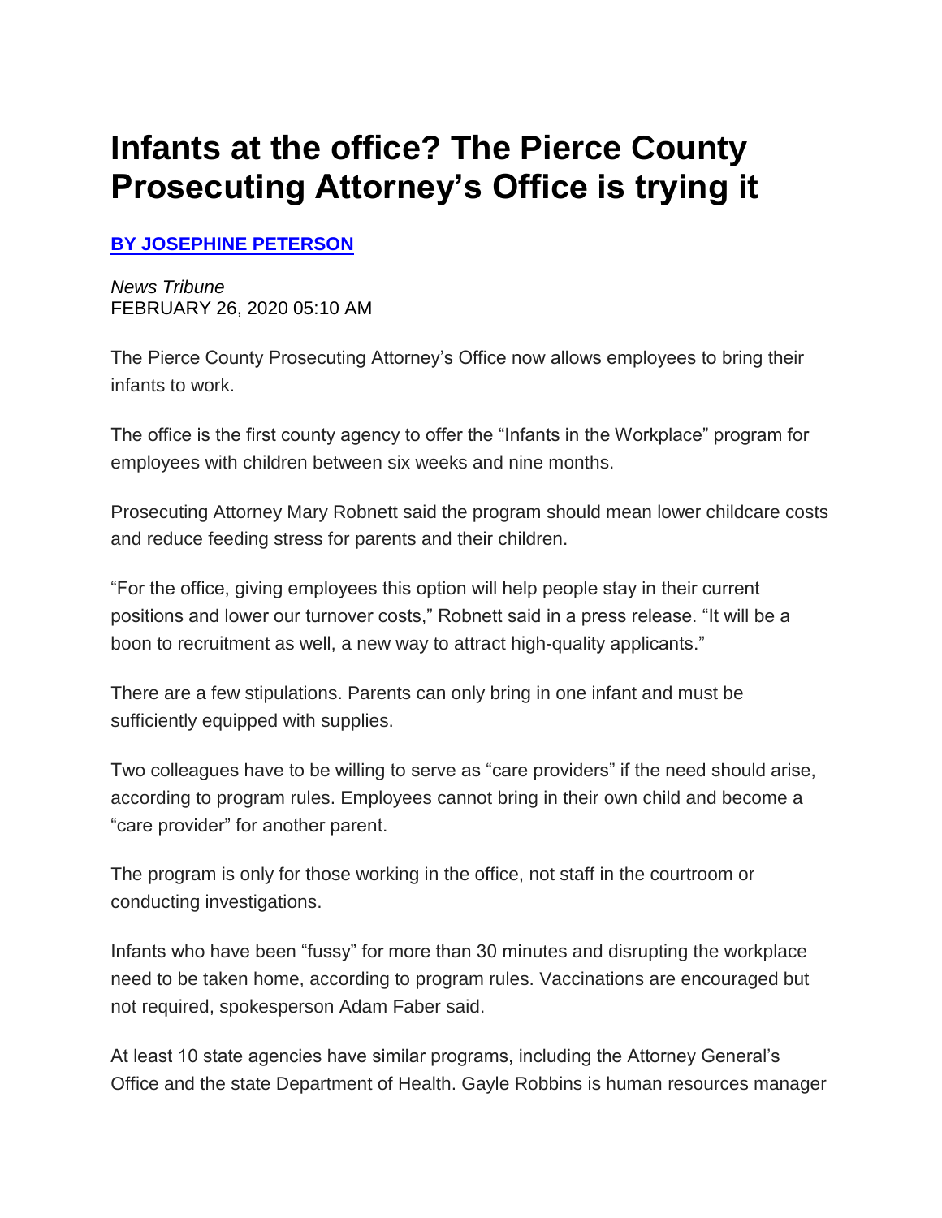# Infants at the office? The Pierce County Prosecuting Attorney's Office is trying it

**BY JOSEPHINE PETERSON**

*News Tribune*
FEBRUARY 26, 2020 05:10 AM

The Pierce County Prosecuting Attorney's Office now allows employees to bring their infants to work.

The office is the first county agency to offer the "Infants in the Workplace" program for employees with children between six weeks and nine months.

Prosecuting Attorney Mary Robnett said the program should mean lower childcare costs and reduce feeding stress for parents and their children.

"For the office, giving employees this option will help people stay in their current positions and lower our turnover costs," Robnett said in a press release. "It will be a boon to recruitment as well, a new way to attract high-quality applicants."

There are a few stipulations. Parents can only bring in one infant and must be sufficiently equipped with supplies.

Two colleagues have to be willing to serve as "care providers" if the need should arise, according to program rules. Employees cannot bring in their own child and become a "care provider" for another parent.

The program is only for those working in the office, not staff in the courtroom or conducting investigations.

Infants who have been "fussy" for more than 30 minutes and disrupting the workplace need to be taken home, according to program rules. Vaccinations are encouraged but not required, spokesperson Adam Faber said.

At least 10 state agencies have similar programs, including the Attorney General's Office and the state Department of Health. Gayle Robbins is human resources manager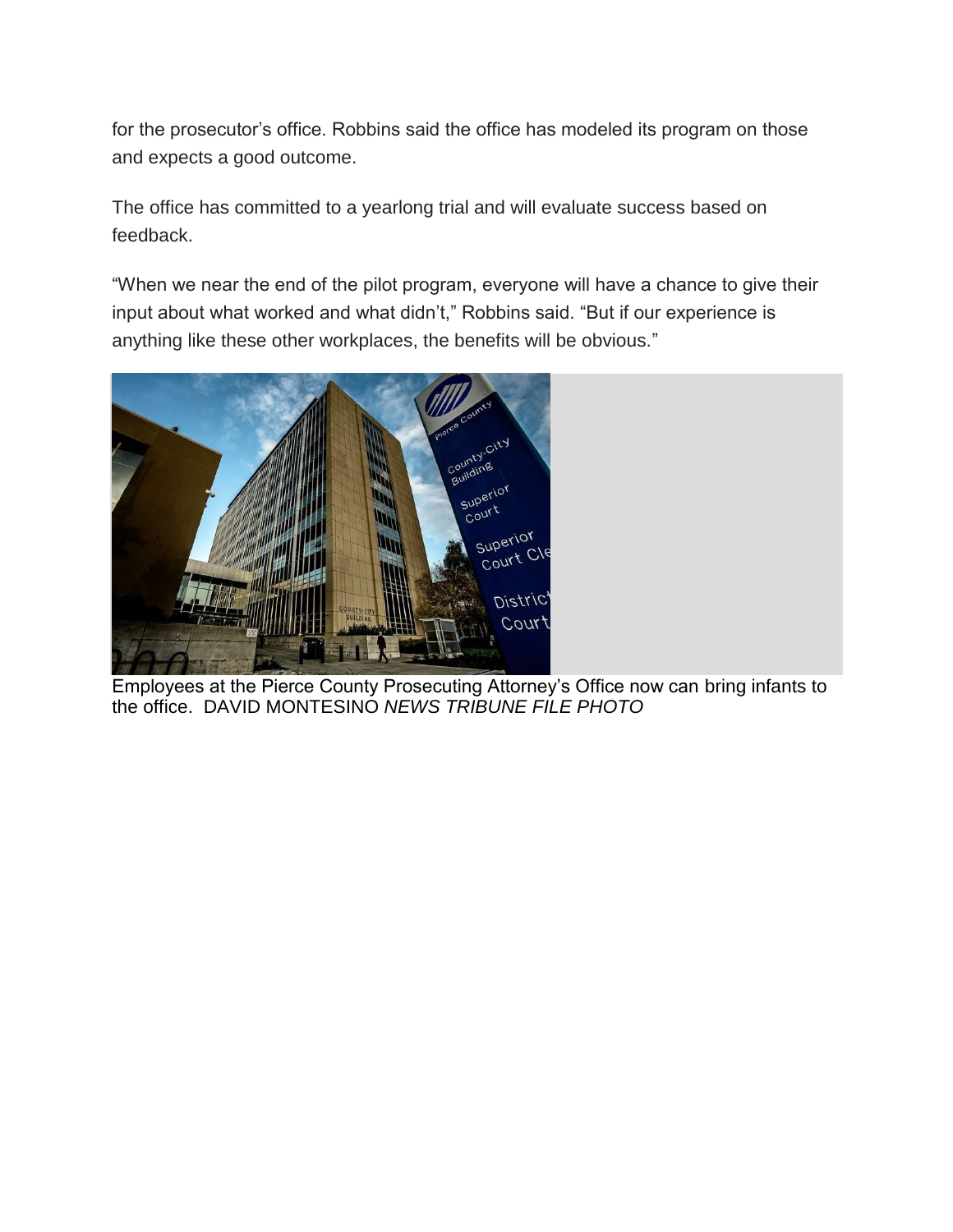for the prosecutor's office. Robbins said the office has modeled its program on those and expects a good outcome.

The office has committed to a yearlong trial and will evaluate success based on feedback.

"When we near the end of the pilot program, everyone will have a chance to give their input about what worked and what didn't," Robbins said. "But if our experience is anything like these other workplaces, the benefits will be obvious."

Employees at the Pierce County Prosecuting Attorney's Office now can bring infants to the office. DAVID MONTESINO *NEWS TRIBUNE FILE PHOTO*